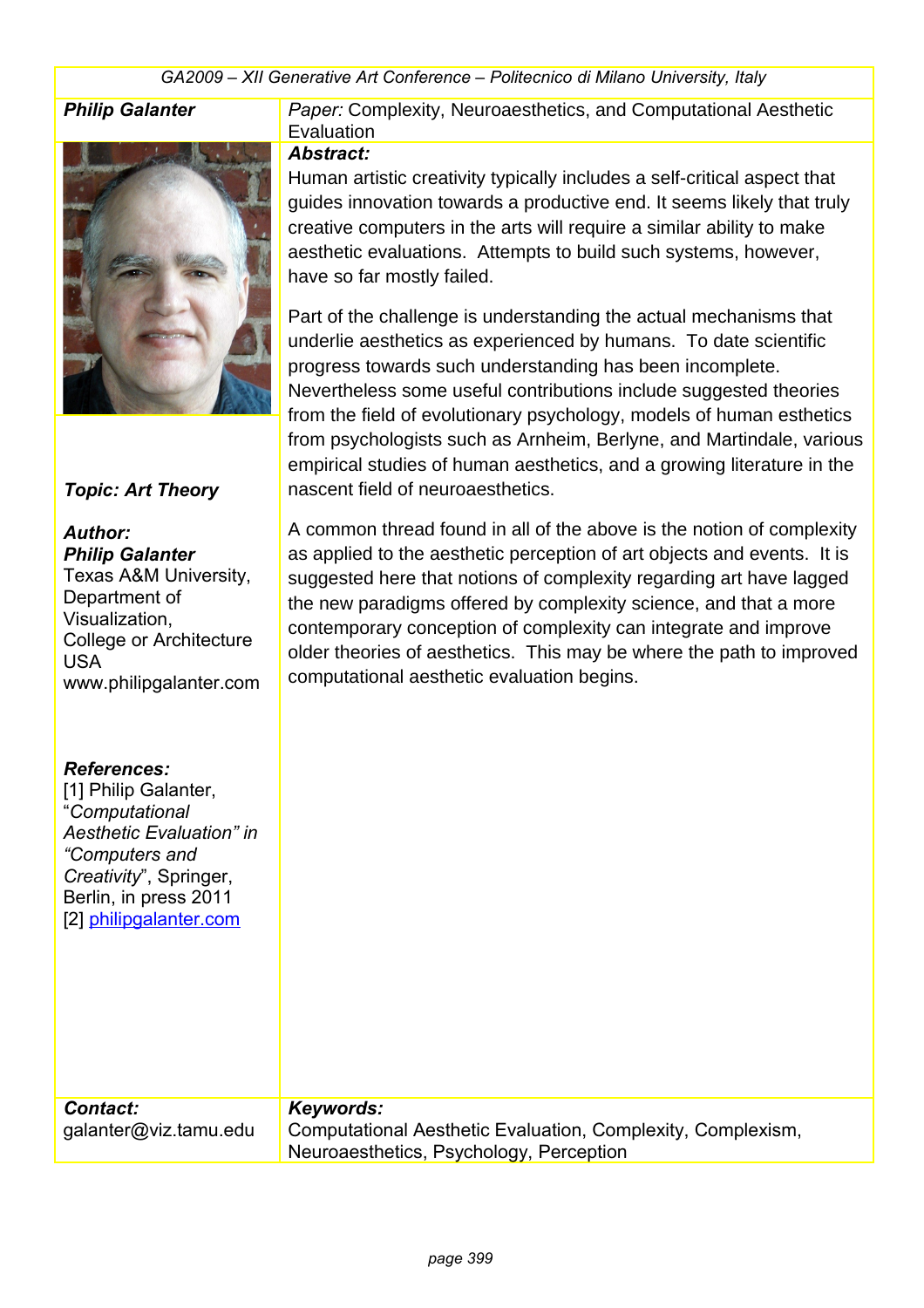**Philip Galanter**

*Paper:* Complexity, Neuroaesthetics, and Computational Aesthetic Evaluation

***Topic: Art Theory***

***Author:***
***Philip Galanter***
Texas A&M University,
Department of Visualization,
College or Architecture
USA
www.philipgalanter.com

***References:***
[1] Philip Galanter, "*Computational Aesthetic Evaluation" in "Computers and Creativity*", Springer, Berlin, in press 2011
[2] philipgalanter.com

***Abstract:***

Human artistic creativity typically includes a self-critical aspect that guides innovation towards a productive end. It seems likely that truly creative computers in the arts will require a similar ability to make aesthetic evaluations. Attempts to build such systems, however, have so far mostly failed.

Part of the challenge is understanding the actual mechanisms that underlie aesthetics as experienced by humans. To date scientific progress towards such understanding has been incomplete. Nevertheless some useful contributions include suggested theories from the field of evolutionary psychology, models of human esthetics from psychologists such as Arnheim, Berlyne, and Martindale, various empirical studies of human aesthetics, and a growing literature in the nascent field of neuroaesthetics.

A common thread found in all of the above is the notion of complexity as applied to the aesthetic perception of art objects and events. It is suggested here that notions of complexity regarding art have lagged the new paradigms offered by complexity science, and that a more contemporary conception of complexity can integrate and improve older theories of aesthetics. This may be where the path to improved computational aesthetic evaluation begins.

***Contact:***
galanter@viz.tamu.edu

***Keywords:***
Computational Aesthetic Evaluation, Complexity, Complexism, Neuroaesthetics, Psychology, Perception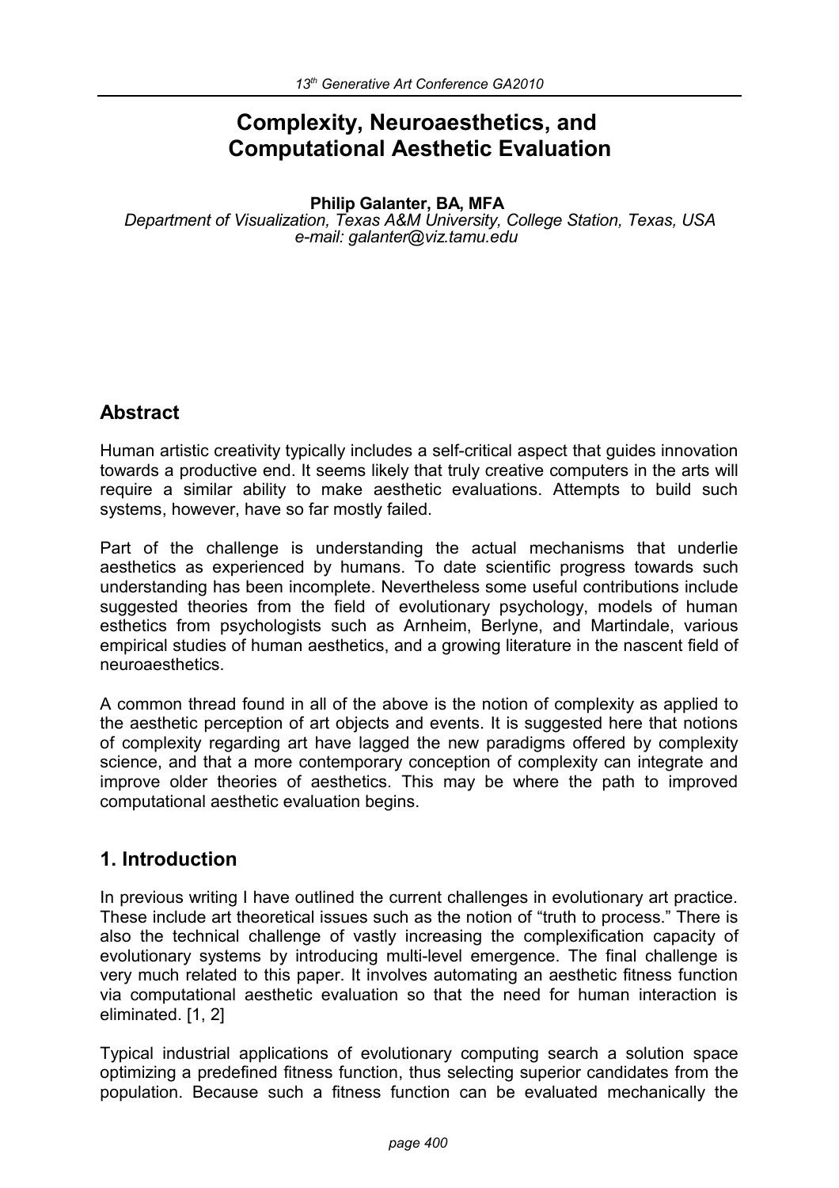# Complexity, Neuroaesthetics, and Computational Aesthetic Evaluation

**Philip Galanter, BA, MFA**

*Department of Visualization, Texas A&M University, College Station, Texas, USA*
*e-mail: galanter@viz.tamu.edu*

## Abstract

Human artistic creativity typically includes a self-critical aspect that guides innovation towards a productive end. It seems likely that truly creative computers in the arts will require a similar ability to make aesthetic evaluations. Attempts to build such systems, however, have so far mostly failed.

Part of the challenge is understanding the actual mechanisms that underlie aesthetics as experienced by humans. To date scientific progress towards such understanding has been incomplete. Nevertheless some useful contributions include suggested theories from the field of evolutionary psychology, models of human esthetics from psychologists such as Arnheim, Berlyne, and Martindale, various empirical studies of human aesthetics, and a growing literature in the nascent field of neuroaesthetics.

A common thread found in all of the above is the notion of complexity as applied to the aesthetic perception of art objects and events. It is suggested here that notions of complexity regarding art have lagged the new paradigms offered by complexity science, and that a more contemporary conception of complexity can integrate and improve older theories of aesthetics. This may be where the path to improved computational aesthetic evaluation begins.

## 1. Introduction

In previous writing I have outlined the current challenges in evolutionary art practice. These include art theoretical issues such as the notion of "truth to process." There is also the technical challenge of vastly increasing the complexification capacity of evolutionary systems by introducing multi-level emergence. The final challenge is very much related to this paper. It involves automating an aesthetic fitness function via computational aesthetic evaluation so that the need for human interaction is eliminated. [1, 2]

Typical industrial applications of evolutionary computing search a solution space optimizing a predefined fitness function, thus selecting superior candidates from the population. Because such a fitness function can be evaluated mechanically the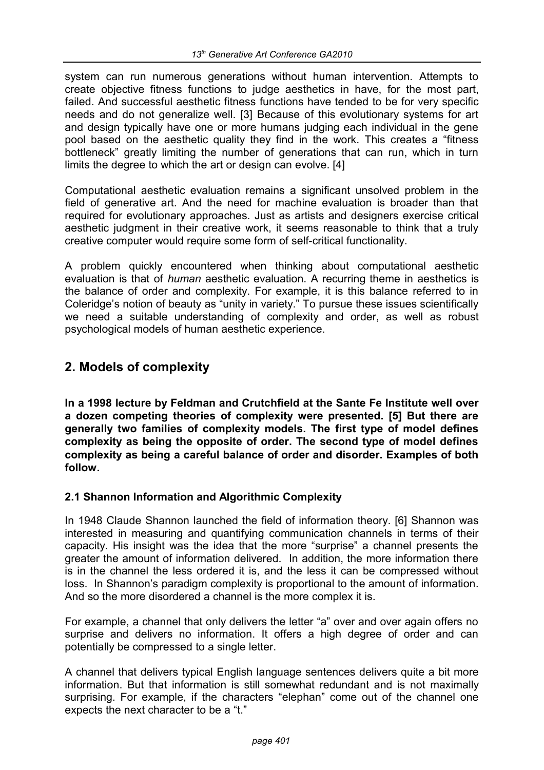system can run numerous generations without human intervention. Attempts to create objective fitness functions to judge aesthetics in have, for the most part, failed. And successful aesthetic fitness functions have tended to be for very specific needs and do not generalize well. [3] Because of this evolutionary systems for art and design typically have one or more humans judging each individual in the gene pool based on the aesthetic quality they find in the work. This creates a "fitness bottleneck" greatly limiting the number of generations that can run, which in turn limits the degree to which the art or design can evolve. [4]

Computational aesthetic evaluation remains a significant unsolved problem in the field of generative art. And the need for machine evaluation is broader than that required for evolutionary approaches. Just as artists and designers exercise critical aesthetic judgment in their creative work, it seems reasonable to think that a truly creative computer would require some form of self-critical functionality.

A problem quickly encountered when thinking about computational aesthetic evaluation is that of *human* aesthetic evaluation. A recurring theme in aesthetics is the balance of order and complexity. For example, it is this balance referred to in Coleridge's notion of beauty as "unity in variety." To pursue these issues scientifically we need a suitable understanding of complexity and order, as well as robust psychological models of human aesthetic experience.

## 2. Models of complexity

**In a 1998 lecture by Feldman and Crutchfield at the Sante Fe Institute well over a dozen competing theories of complexity were presented. [5] But there are generally two families of complexity models. The first type of model defines complexity as being the opposite of order. The second type of model defines complexity as being a careful balance of order and disorder. Examples of both follow.**

### 2.1 Shannon Information and Algorithmic Complexity

In 1948 Claude Shannon launched the field of information theory. [6] Shannon was interested in measuring and quantifying communication channels in terms of their capacity. His insight was the idea that the more "surprise" a channel presents the greater the amount of information delivered. In addition, the more information there is in the channel the less ordered it is, and the less it can be compressed without loss. In Shannon's paradigm complexity is proportional to the amount of information. And so the more disordered a channel is the more complex it is.

For example, a channel that only delivers the letter "a" over and over again offers no surprise and delivers no information. It offers a high degree of order and can potentially be compressed to a single letter.

A channel that delivers typical English language sentences delivers quite a bit more information. But that information is still somewhat redundant and is not maximally surprising. For example, if the characters "elephan" come out of the channel one expects the next character to be a "t."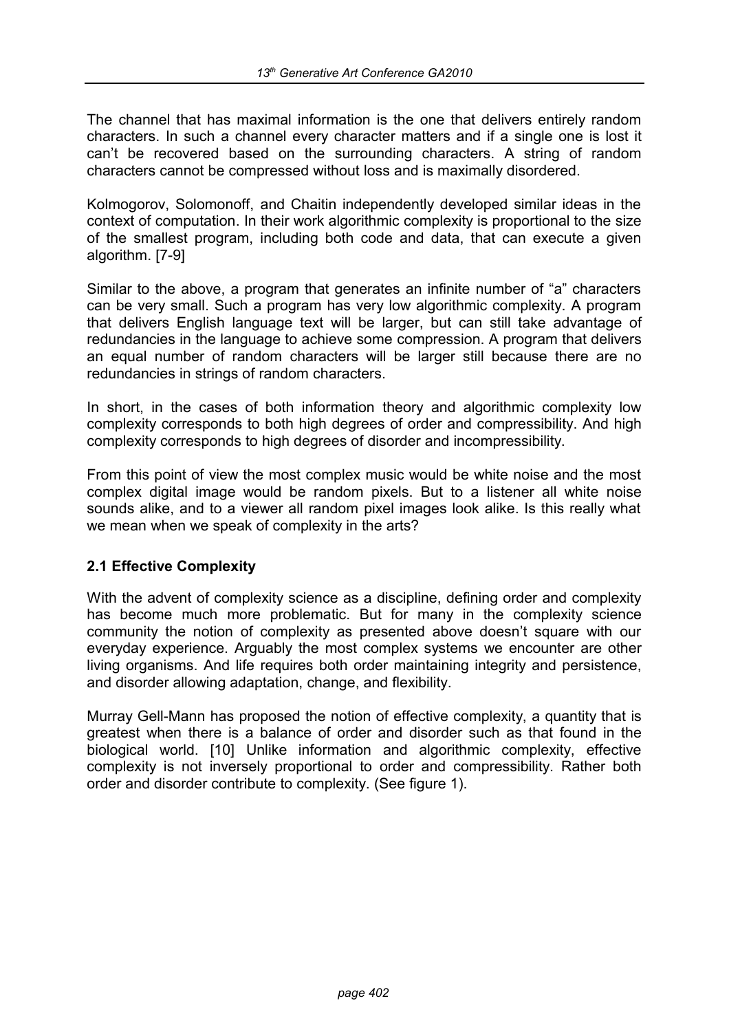The channel that has maximal information is the one that delivers entirely random characters. In such a channel every character matters and if a single one is lost it can't be recovered based on the surrounding characters. A string of random characters cannot be compressed without loss and is maximally disordered.

Kolmogorov, Solomonoff, and Chaitin independently developed similar ideas in the context of computation. In their work algorithmic complexity is proportional to the size of the smallest program, including both code and data, that can execute a given algorithm. [7-9]

Similar to the above, a program that generates an infinite number of "a" characters can be very small. Such a program has very low algorithmic complexity. A program that delivers English language text will be larger, but can still take advantage of redundancies in the language to achieve some compression. A program that delivers an equal number of random characters will be larger still because there are no redundancies in strings of random characters.

In short, in the cases of both information theory and algorithmic complexity low complexity corresponds to both high degrees of order and compressibility. And high complexity corresponds to high degrees of disorder and incompressibility.

From this point of view the most complex music would be white noise and the most complex digital image would be random pixels. But to a listener all white noise sounds alike, and to a viewer all random pixel images look alike. Is this really what we mean when we speak of complexity in the arts?

## 2.1 Effective Complexity

With the advent of complexity science as a discipline, defining order and complexity has become much more problematic. But for many in the complexity science community the notion of complexity as presented above doesn't square with our everyday experience. Arguably the most complex systems we encounter are other living organisms. And life requires both order maintaining integrity and persistence, and disorder allowing adaptation, change, and flexibility.

Murray Gell-Mann has proposed the notion of effective complexity, a quantity that is greatest when there is a balance of order and disorder such as that found in the biological world. [10] Unlike information and algorithmic complexity, effective complexity is not inversely proportional to order and compressibility. Rather both order and disorder contribute to complexity. (See figure 1).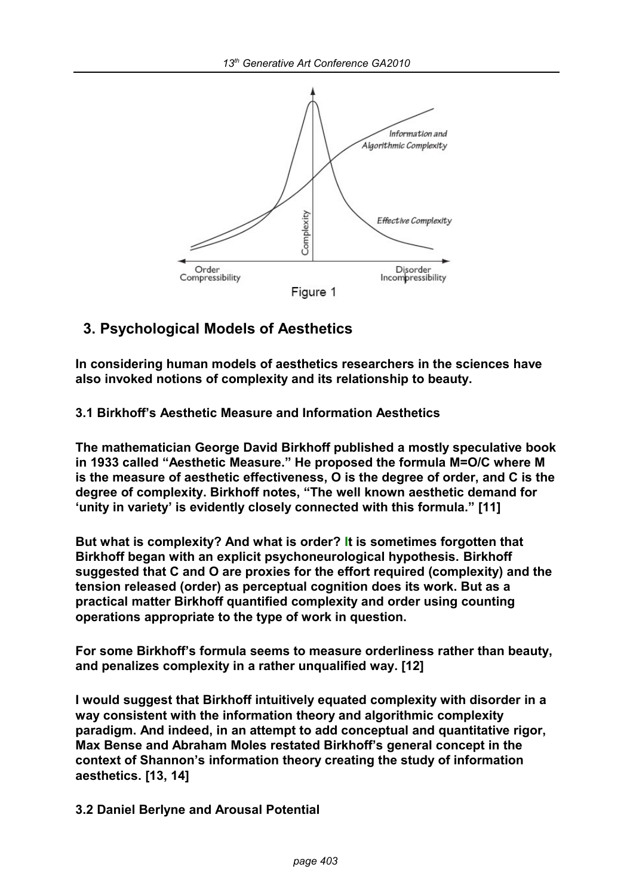Figure 1

## 3. Psychological Models of Aesthetics

**In considering human models of aesthetics researchers in the sciences have also invoked notions of complexity and its relationship to beauty.**

### 3.1 Birkhoff's Aesthetic Measure and Information Aesthetics

**The mathematician George David Birkhoff published a mostly speculative book in 1933 called "Aesthetic Measure." He proposed the formula $M=O/C$ where M is the measure of aesthetic effectiveness, O is the degree of order, and C is the degree of complexity. Birkhoff notes, "The well known aesthetic demand for 'unity in variety' is evidently closely connected with this formula." [11]**

**But what is complexity? And what is order? It is sometimes forgotten that Birkhoff began with an explicit psychoneurological hypothesis. Birkhoff suggested that C and O are proxies for the effort required (complexity) and the tension released (order) as perceptual cognition does its work. But as a practical matter Birkhoff quantified complexity and order using counting operations appropriate to the type of work in question.**

**For some Birkhoff's formula seems to measure orderliness rather than beauty, and penalizes complexity in a rather unqualified way. [12]**

**I would suggest that Birkhoff intuitively equated complexity with disorder in a way consistent with the information theory and algorithmic complexity paradigm. And indeed, in an attempt to add conceptual and quantitative rigor, Max Bense and Abraham Moles restated Birkhoff's general concept in the context of Shannon's information theory creating the study of information aesthetics. [13, 14]**

### 3.2 Daniel Berlyne and Arousal Potential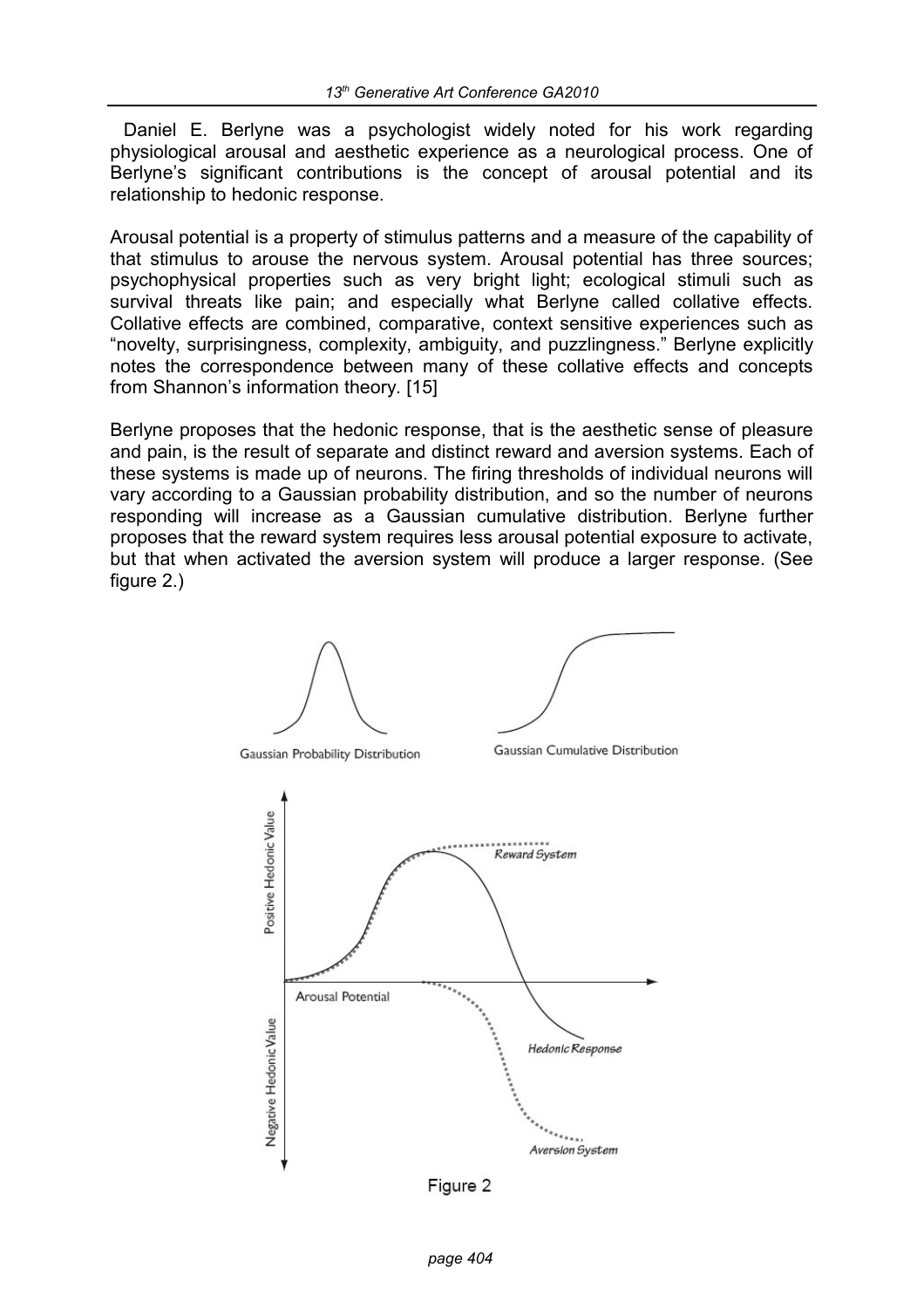Daniel E. Berlyne was a psychologist widely noted for his work regarding physiological arousal and aesthetic experience as a neurological process. One of Berlyne's significant contributions is the concept of arousal potential and its relationship to hedonic response.

Arousal potential is a property of stimulus patterns and a measure of the capability of that stimulus to arouse the nervous system. Arousal potential has three sources; psychophysical properties such as very bright light; ecological stimuli such as survival threats like pain; and especially what Berlyne called collative effects. Collative effects are combined, comparative, context sensitive experiences such as "novelty, surprisingness, complexity, ambiguity, and puzzlingness." Berlyne explicitly notes the correspondence between many of these collative effects and concepts from Shannon's information theory. [15]

Berlyne proposes that the hedonic response, that is the aesthetic sense of pleasure and pain, is the result of separate and distinct reward and aversion systems. Each of these systems is made up of neurons. The firing thresholds of individual neurons will vary according to a Gaussian probability distribution, and so the number of neurons responding will increase as a Gaussian cumulative distribution. Berlyne further proposes that the reward system requires less arousal potential exposure to activate, but that when activated the aversion system will produce a larger response. (See figure 2.)

Gaussian Probability Distribution

Gaussian Cumulative Distribution

Positive Hedonic Value

Negative Hedonic Value

Arousal Potential

*Reward System*

*Hedonic Response*

*Aversion System*

Figure 2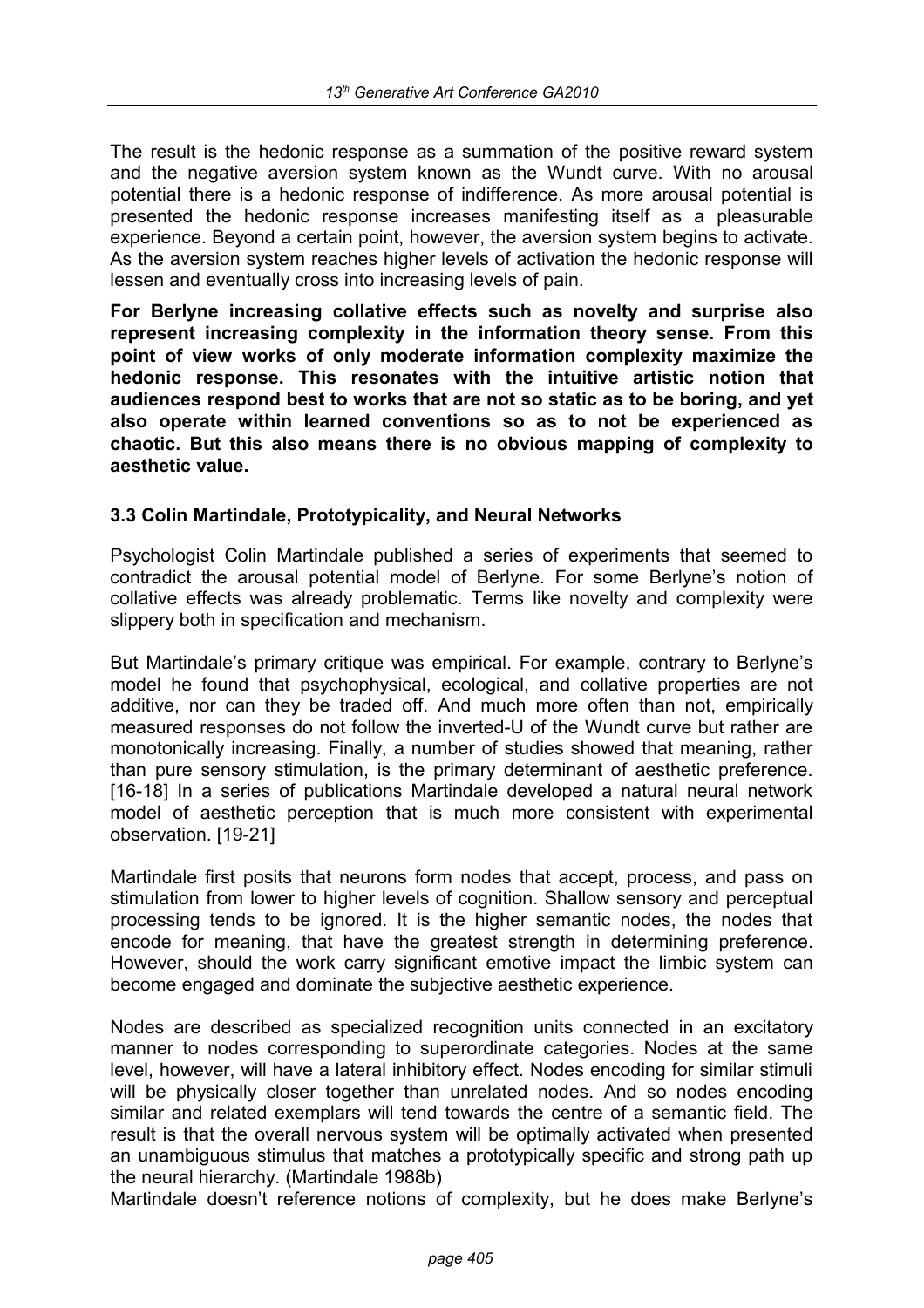The result is the hedonic response as a summation of the positive reward system and the negative aversion system known as the Wundt curve. With no arousal potential there is a hedonic response of indifference. As more arousal potential is presented the hedonic response increases manifesting itself as a pleasurable experience. Beyond a certain point, however, the aversion system begins to activate. As the aversion system reaches higher levels of activation the hedonic response will lessen and eventually cross into increasing levels of pain.

**For Berlyne increasing collative effects such as novelty and surprise also represent increasing complexity in the information theory sense. From this point of view works of only moderate information complexity maximize the hedonic response. This resonates with the intuitive artistic notion that audiences respond best to works that are not so static as to be boring, and yet also operate within learned conventions so as to not be experienced as chaotic. But this also means there is no obvious mapping of complexity to aesthetic value.**

### 3.3 Colin Martindale, Prototypicality, and Neural Networks

Psychologist Colin Martindale published a series of experiments that seemed to contradict the arousal potential model of Berlyne. For some Berlyne's notion of collative effects was already problematic. Terms like novelty and complexity were slippery both in specification and mechanism.

But Martindale's primary critique was empirical. For example, contrary to Berlyne's model he found that psychophysical, ecological, and collative properties are not additive, nor can they be traded off. And much more often than not, empirically measured responses do not follow the inverted-U of the Wundt curve but rather are monotonically increasing. Finally, a number of studies showed that meaning, rather than pure sensory stimulation, is the primary determinant of aesthetic preference. [16-18] In a series of publications Martindale developed a natural neural network model of aesthetic perception that is much more consistent with experimental observation. [19-21]

Martindale first posits that neurons form nodes that accept, process, and pass on stimulation from lower to higher levels of cognition. Shallow sensory and perceptual processing tends to be ignored. It is the higher semantic nodes, the nodes that encode for meaning, that have the greatest strength in determining preference. However, should the work carry significant emotive impact the limbic system can become engaged and dominate the subjective aesthetic experience.

Nodes are described as specialized recognition units connected in an excitatory manner to nodes corresponding to superordinate categories. Nodes at the same level, however, will have a lateral inhibitory effect. Nodes encoding for similar stimuli will be physically closer together than unrelated nodes. And so nodes encoding similar and related exemplars will tend towards the centre of a semantic field. The result is that the overall nervous system will be optimally activated when presented an unambiguous stimulus that matches a prototypically specific and strong path up the neural hierarchy. (Martindale 1988b)

Martindale doesn't reference notions of complexity, but he does make Berlyne's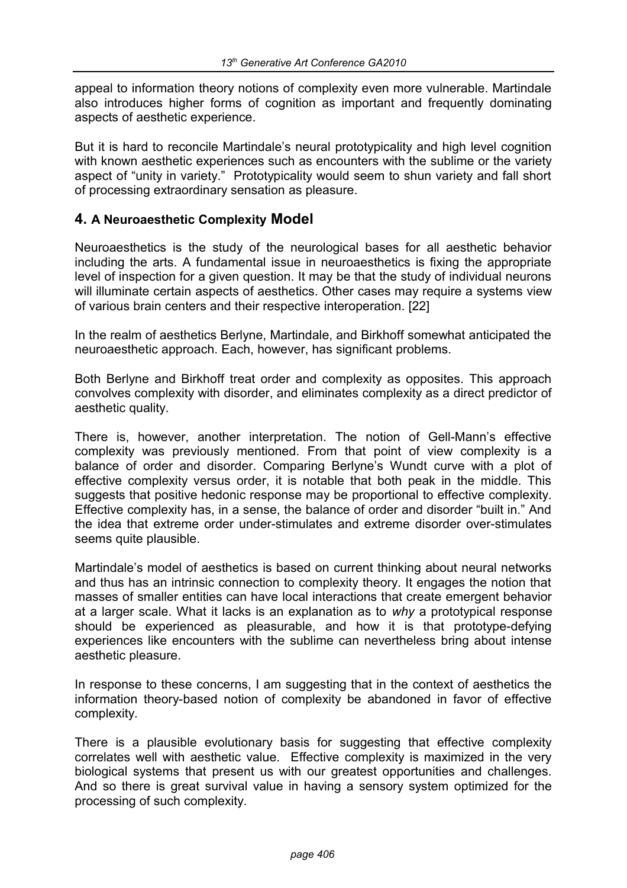appeal to information theory notions of complexity even more vulnerable. Martindale also introduces higher forms of cognition as important and frequently dominating aspects of aesthetic experience.

But it is hard to reconcile Martindale's neural prototypicality and high level cognition with known aesthetic experiences such as encounters with the sublime or the variety aspect of "unity in variety." Prototypicality would seem to shun variety and fall short of processing extraordinary sensation as pleasure.

## 4. A Neuroaesthetic Complexity Model

Neuroaesthetics is the study of the neurological bases for all aesthetic behavior including the arts. A fundamental issue in neuroaesthetics is fixing the appropriate level of inspection for a given question. It may be that the study of individual neurons will illuminate certain aspects of aesthetics. Other cases may require a systems view of various brain centers and their respective interoperation. [22]

In the realm of aesthetics Berlyne, Martindale, and Birkhoff somewhat anticipated the neuroaesthetic approach. Each, however, has significant problems.

Both Berlyne and Birkhoff treat order and complexity as opposites. This approach convolves complexity with disorder, and eliminates complexity as a direct predictor of aesthetic quality.

There is, however, another interpretation. The notion of Gell-Mann's effective complexity was previously mentioned. From that point of view complexity is a balance of order and disorder. Comparing Berlyne's Wundt curve with a plot of effective complexity versus order, it is notable that both peak in the middle. This suggests that positive hedonic response may be proportional to effective complexity. Effective complexity has, in a sense, the balance of order and disorder "built in." And the idea that extreme order under-stimulates and extreme disorder over-stimulates seems quite plausible.

Martindale's model of aesthetics is based on current thinking about neural networks and thus has an intrinsic connection to complexity theory. It engages the notion that masses of smaller entities can have local interactions that create emergent behavior at a larger scale. What it lacks is an explanation as to *why* a prototypical response should be experienced as pleasurable, and how it is that prototype-defying experiences like encounters with the sublime can nevertheless bring about intense aesthetic pleasure.

In response to these concerns, I am suggesting that in the context of aesthetics the information theory-based notion of complexity be abandoned in favor of effective complexity.

There is a plausible evolutionary basis for suggesting that effective complexity correlates well with aesthetic value. Effective complexity is maximized in the very biological systems that present us with our greatest opportunities and challenges. And so there is great survival value in having a sensory system optimized for the processing of such complexity.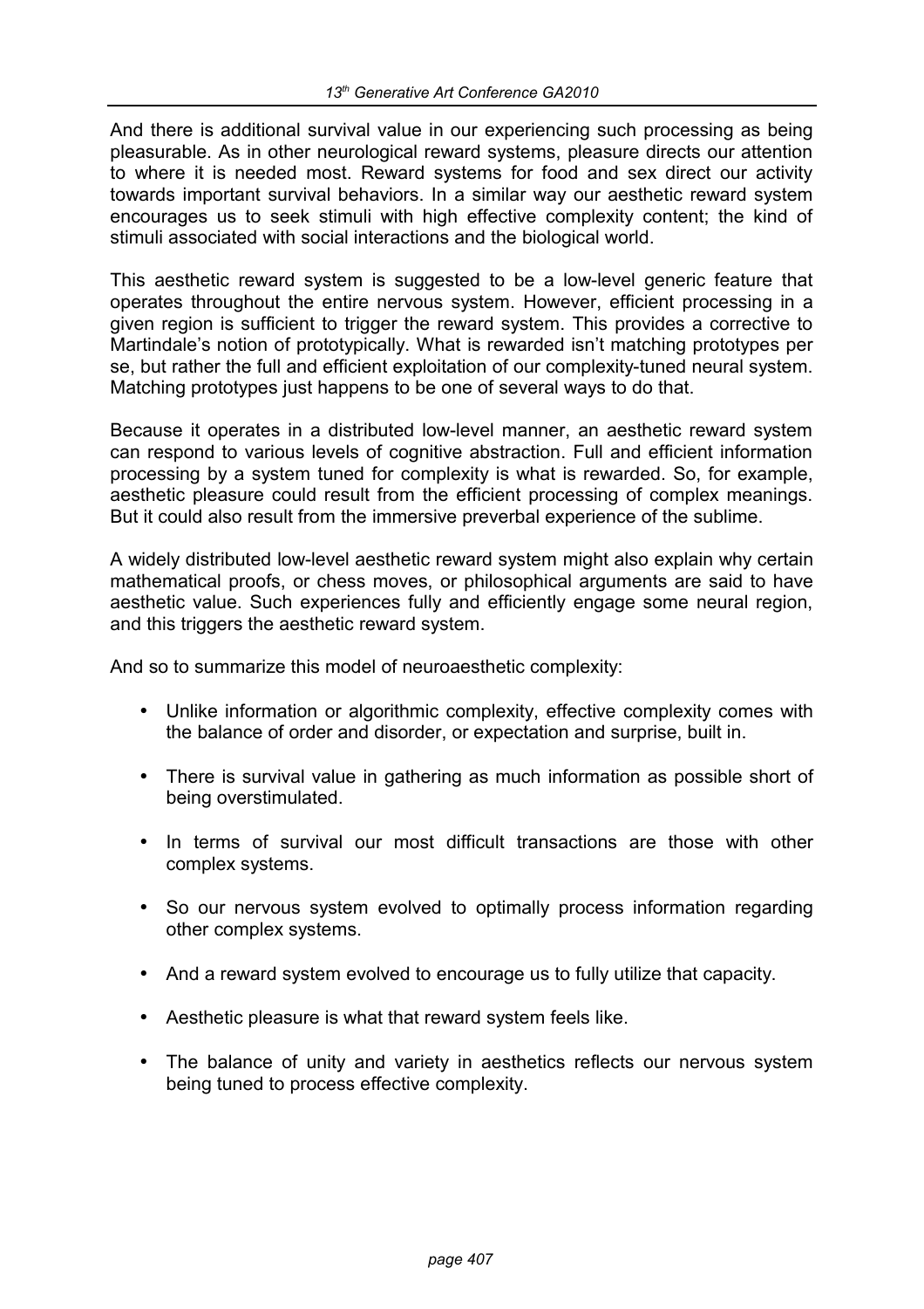And there is additional survival value in our experiencing such processing as being pleasurable. As in other neurological reward systems, pleasure directs our attention to where it is needed most. Reward systems for food and sex direct our activity towards important survival behaviors. In a similar way our aesthetic reward system encourages us to seek stimuli with high effective complexity content; the kind of stimuli associated with social interactions and the biological world.

This aesthetic reward system is suggested to be a low-level generic feature that operates throughout the entire nervous system. However, efficient processing in a given region is sufficient to trigger the reward system. This provides a corrective to Martindale's notion of prototypically. What is rewarded isn't matching prototypes per se, but rather the full and efficient exploitation of our complexity-tuned neural system. Matching prototypes just happens to be one of several ways to do that.

Because it operates in a distributed low-level manner, an aesthetic reward system can respond to various levels of cognitive abstraction. Full and efficient information processing by a system tuned for complexity is what is rewarded. So, for example, aesthetic pleasure could result from the efficient processing of complex meanings. But it could also result from the immersive preverbal experience of the sublime.

A widely distributed low-level aesthetic reward system might also explain why certain mathematical proofs, or chess moves, or philosophical arguments are said to have aesthetic value. Such experiences fully and efficiently engage some neural region, and this triggers the aesthetic reward system.

And so to summarize this model of neuroaesthetic complexity:

- Unlike information or algorithmic complexity, effective complexity comes with the balance of order and disorder, or expectation and surprise, built in.
- There is survival value in gathering as much information as possible short of being overstimulated.
- In terms of survival our most difficult transactions are those with other complex systems.
- So our nervous system evolved to optimally process information regarding other complex systems.
- And a reward system evolved to encourage us to fully utilize that capacity.
- Aesthetic pleasure is what that reward system feels like.
- The balance of unity and variety in aesthetics reflects our nervous system being tuned to process effective complexity.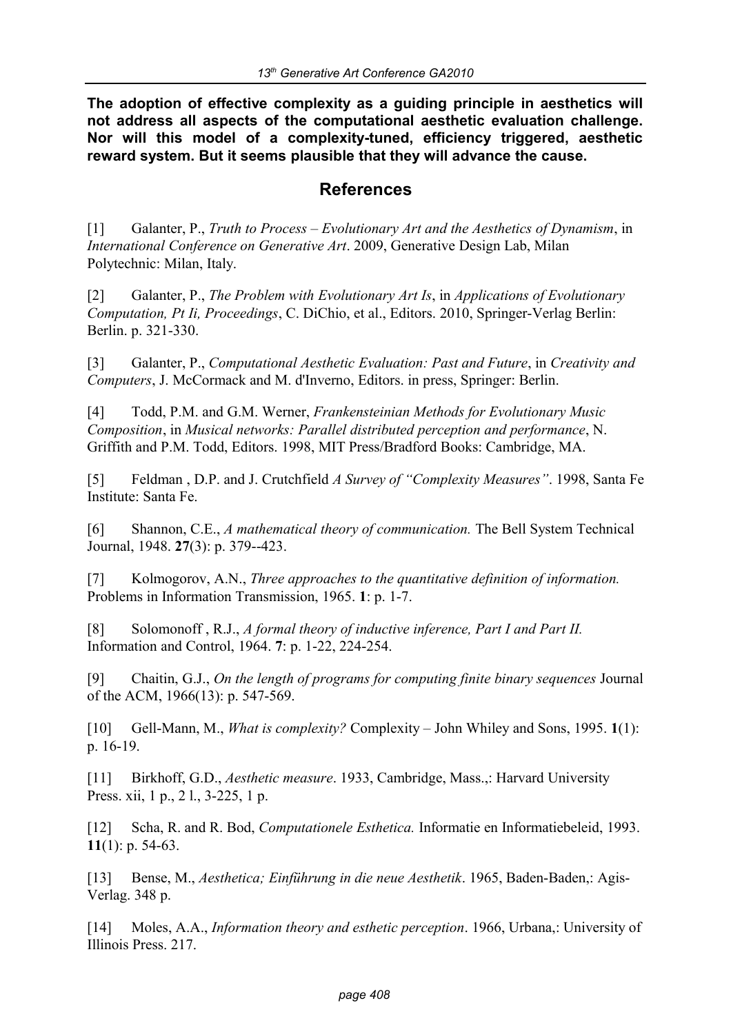**The adoption of effective complexity as a guiding principle in aesthetics will not address all aspects of the computational aesthetic evaluation challenge. Nor will this model of a complexity-tuned, efficiency triggered, aesthetic reward system. But it seems plausible that they will advance the cause.**

## References

[1] Galanter, P., *Truth to Process – Evolutionary Art and the Aesthetics of Dynamism*, in *International Conference on Generative Art*. 2009, Generative Design Lab, Milan Polytechnic: Milan, Italy.

[2] Galanter, P., *The Problem with Evolutionary Art Is*, in *Applications of Evolutionary Computation, Pt Ii, Proceedings*, C. DiChio, et al., Editors. 2010, Springer-Verlag Berlin: Berlin. p. 321-330.

[3] Galanter, P., *Computational Aesthetic Evaluation: Past and Future*, in *Creativity and Computers*, J. McCormack and M. d'Inverno, Editors. in press, Springer: Berlin.

[4] Todd, P.M. and G.M. Werner, *Frankensteinian Methods for Evolutionary Music Composition*, in *Musical networks: Parallel distributed perception and performance*, N. Griffith and P.M. Todd, Editors. 1998, MIT Press/Bradford Books: Cambridge, MA.

[5] Feldman , D.P. and J. Crutchfield *A Survey of "Complexity Measures"*. 1998, Santa Fe Institute: Santa Fe.

[6] Shannon, C.E., *A mathematical theory of communication.* The Bell System Technical Journal, 1948. **27**(3): p. 379--423.

[7] Kolmogorov, A.N., *Three approaches to the quantitative definition of information.* Problems in Information Transmission, 1965. **1**: p. 1-7.

[8] Solomonoff , R.J., *A formal theory of inductive inference, Part I and Part II.* Information and Control, 1964. **7**: p. 1-22, 224-254.

[9] Chaitin, G.J., *On the length of programs for computing finite binary sequences* Journal of the ACM, 1966(13): p. 547-569.

[10] Gell-Mann, M., *What is complexity?* Complexity – John Whiley and Sons, 1995. **1**(1): p. 16-19.

[11] Birkhoff, G.D., *Aesthetic measure*. 1933, Cambridge, Mass.,: Harvard University Press. xii, 1 p., 2 l., 3-225, 1 p.

[12] Scha, R. and R. Bod, *Computationele Esthetica.* Informatie en Informatiebeleid, 1993. **11**(1): p. 54-63.

[13] Bense, M., *Aesthetica; Einführung in die neue Aesthetik*. 1965, Baden-Baden,: Agis-Verlag. 348 p.

[14] Moles, A.A., *Information theory and esthetic perception*. 1966, Urbana,: University of Illinois Press. 217.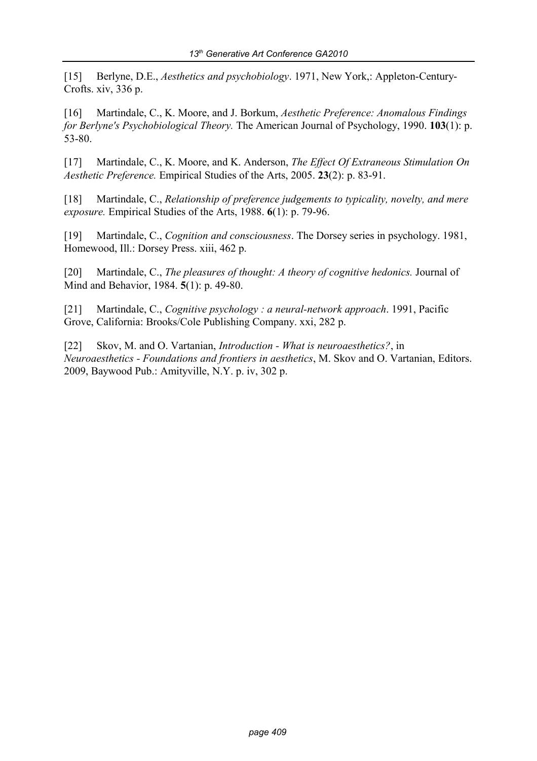[15] Berlyne, D.E., *Aesthetics and psychobiology*. 1971, New York,: Appleton-Century-Crofts. xiv, 336 p.

[16] Martindale, C., K. Moore, and J. Borkum, *Aesthetic Preference: Anomalous Findings for Berlyne's Psychobiological Theory.* The American Journal of Psychology, 1990. **103**(1): p. 53-80.

[17] Martindale, C., K. Moore, and K. Anderson, *The Effect Of Extraneous Stimulation On Aesthetic Preference.* Empirical Studies of the Arts, 2005. **23**(2): p. 83-91.

[18] Martindale, C., *Relationship of preference judgements to typicality, novelty, and mere exposure.* Empirical Studies of the Arts, 1988. **6**(1): p. 79-96.

[19] Martindale, C., *Cognition and consciousness*. The Dorsey series in psychology. 1981, Homewood, Ill.: Dorsey Press. xiii, 462 p.

[20] Martindale, C., *The pleasures of thought: A theory of cognitive hedonics.* Journal of Mind and Behavior, 1984. **5**(1): p. 49-80.

[21] Martindale, C., *Cognitive psychology : a neural-network approach*. 1991, Pacific Grove, California: Brooks/Cole Publishing Company. xxi, 282 p.

[22] Skov, M. and O. Vartanian, *Introduction - What is neuroaesthetics?*, in *Neuroaesthetics - Foundations and frontiers in aesthetics*, M. Skov and O. Vartanian, Editors. 2009, Baywood Pub.: Amityville, N.Y. p. iv, 302 p.